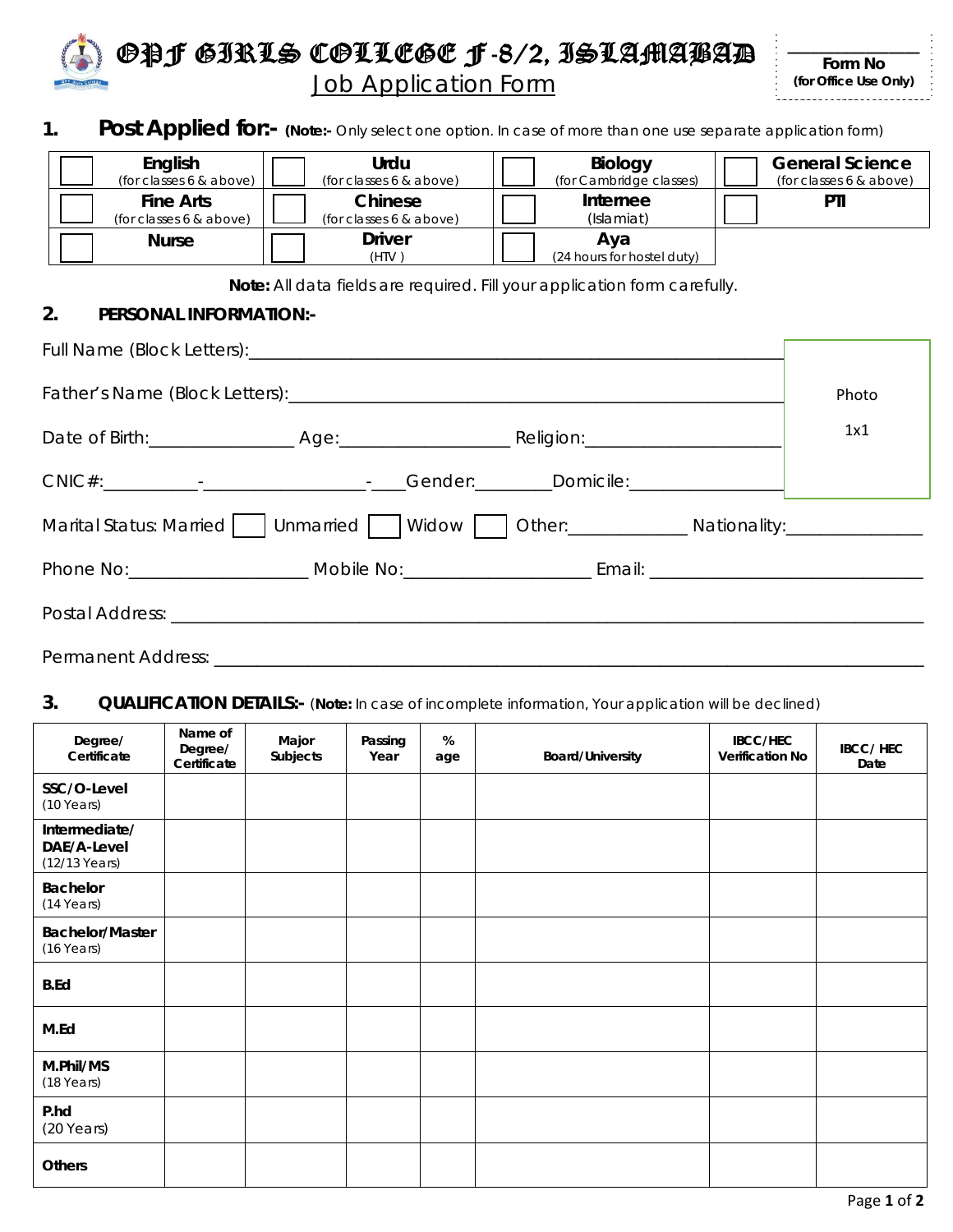# OPF GIRLS COLLEGE F-8/2, ISLAMABAD

## Job Application Form

_______________
**Form No**
**(for Office Use Only)**

## 1. Post Applied for:- (Note:- Only select one option. In case of more than one use separate application form)

| | | | |
|---|---|---|---|
| ☐ **English** (for classes 6 & above) | ☐ **Urdu** (for classes 6 & above) | ☐ **Biology** (for Cambridge classes) | ☐ **General Science** (for classes 6 & above) |
| ☐ **Fine Arts** (for classes 6 & above) | ☐ **Chinese** (for classes 6 & above) | ☐ **Internee** (Islamiat) | ☐ **PTI** |
| ☐ **Nurse** | ☐ **Driver** (HTV ) | ☐ **Aya** (24 hours for hostel duty) | |

**Note:** All data fields are required. Fill your application form carefully.

## 2. PERSONAL INFORMATION:-

Photo 1x1

Full Name (Block Letters):________________________________________________

Father's Name (Block Letters):____________________________________________

Date of Birth:______________ Age:________________ Religion:__________________

CNIC#:_________-________________-___Gender:________Domicile:______________

Marital Status: Married ☐ Unmarried ☐ Widow ☐ Other:____________ Nationality:______________

Phone No:__________________ Mobile No:__________________ Email: ___________________________

Postal Address: ________________________________________________________________________

Permanent Address: _____________________________________________________________________

## 3. QUALIFICATION DETAILS:- (Note: In case of incomplete information, Your application will be declined)

| Degree/ Certificate | Name of Degree/ Certificate | Major Subjects | Passing Year | % age | Board/University | IBCC/HEC Verification No | IBCC/ HEC Date |
|---|---|---|---|---|---|---|---|
| **SSC/O-Level** (10 Years) | | | | | | | |
| **Intermediate/ DAE/A-Level** (12/13 Years) | | | | | | | |
| **Bachelor** (14 Years) | | | | | | | |
| **Bachelor/Master** (16 Years) | | | | | | | |
| **B.Ed** | | | | | | | |
| **M.Ed** | | | | | | | |
| **M.Phil/MS** (18 Years) | | | | | | | |
| **P.hd** (20 Years) | | | | | | | |
| **Others** | | | | | | | |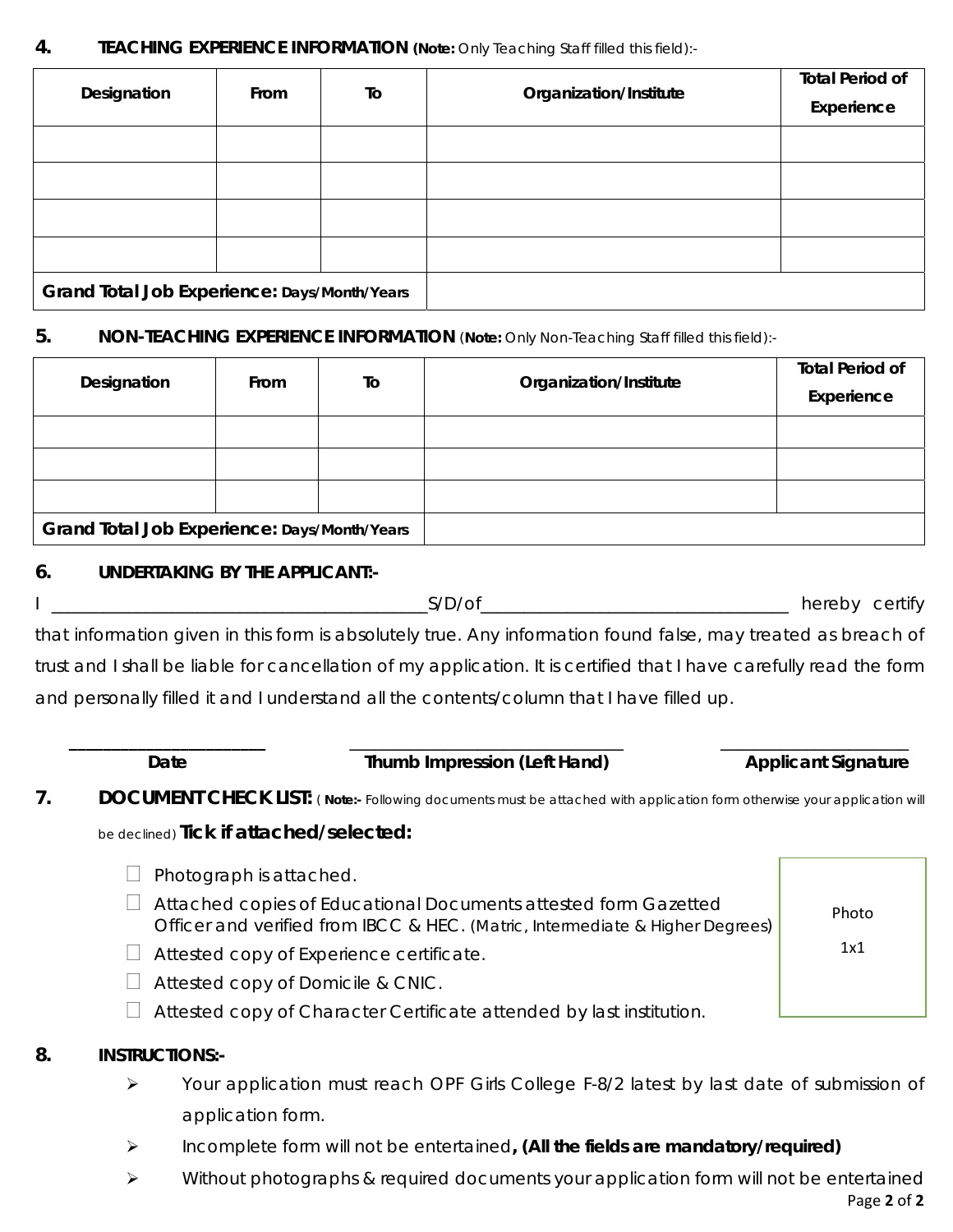### 4. TEACHING EXPERIENCE INFORMATION (**Note:** Only Teaching Staff filled this field):-

| Designation | From | To | Organization/Institute | Total Period of Experience |
|---|---|---|---|---|
| | | | | |
| | | | | |
| | | | | |
| | | | | |
| **Grand Total Job Experience:** Days/Month/Years | | | | |

### 5. NON-TEACHING EXPERIENCE INFORMATION (**Note:** Only Non-Teaching Staff filled this field):-

| Designation | From | To | Organization/Institute | Total Period of Experience |
|---|---|---|---|---|
| | | | | |
| | | | | |
| | | | | |
| **Grand Total Job Experience:** Days/Month/Years | | | | |

### 6. UNDERTAKING BY THE APPLICANT:-

I __________________________________________S/D/of__________________________________ hereby certify that information given in this form is absolutely true. Any information found false, may treated as breach of trust and I shall be liable for cancellation of my application. It is certified that I have carefully read the form and personally filled it and I understand all the contents/column that I have filled up.

______________________ Date

______________________________ Thumb Impression (Left Hand)

____________________ Applicant Signature

### 7. DOCUMENT CHECK LIST: ( **Note:-** Following documents must be attached with application form otherwise your application will be declined) **Tick if attached/selected:**

- ☐ Photograph is attached.
- ☐ Attached copies of Educational Documents attested form Gazetted Officer and verified from IBCC & HEC. (Matric, Intermediate & Higher Degrees)
- ☐ Attested copy of Experience certificate.
- ☐ Attested copy of Domicile & CNIC.
- ☐ Attested copy of Character Certificate attended by last institution.

Photo

1x1

### 8. INSTRUCTIONS:-

- Your application must reach OPF Girls College F-8/2 latest by last date of submission of application form.
- Incomplete form will not be entertained**, (All the fields are mandatory/required)**
- Without photographs & required documents your application form will not be entertained